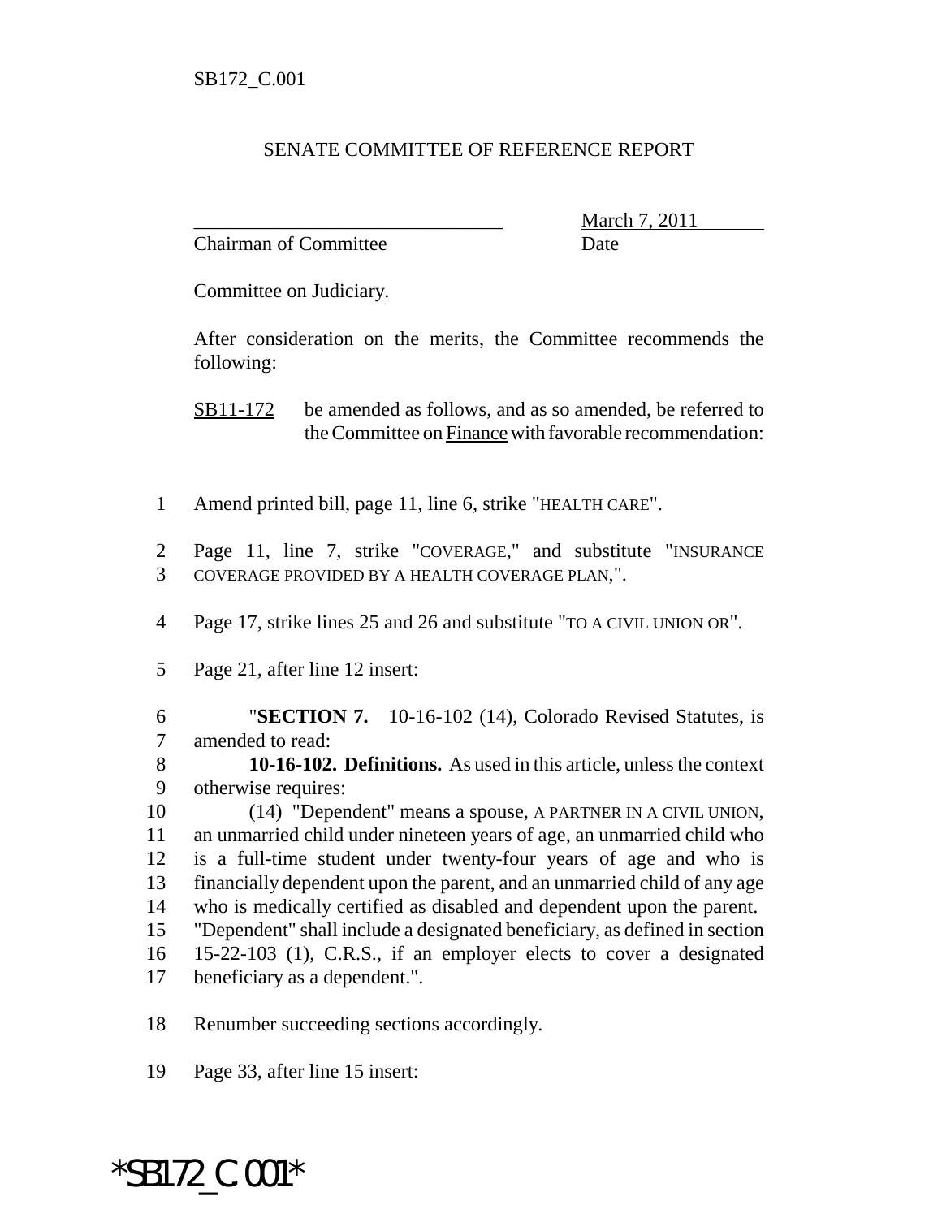SB172_C.001

SENATE COMMITTEE OF REFERENCE REPORT

_______________________________ March 7, 2011
Chairman of Committee Date

Committee on Judiciary.

After consideration on the merits, the Committee recommends the following:

SB11-172 be amended as follows, and as so amended, be referred to the Committee on Finance with favorable recommendation:

1 Amend printed bill, page 11, line 6, strike "HEALTH CARE".

2 Page 11, line 7, strike "COVERAGE," and substitute "INSURANCE
3 COVERAGE PROVIDED BY A HEALTH COVERAGE PLAN,".

4 Page 17, strike lines 25 and 26 and substitute "TO A CIVIL UNION OR".

5 Page 21, after line 12 insert:

6 "**SECTION 7.** 10-16-102 (14), Colorado Revised Statutes, is
7 amended to read:
8 **10-16-102. Definitions.** As used in this article, unless the context
9 otherwise requires:
10 (14) "Dependent" means a spouse, A PARTNER IN A CIVIL UNION,
11 an unmarried child under nineteen years of age, an unmarried child who
12 is a full-time student under twenty-four years of age and who is
13 financially dependent upon the parent, and an unmarried child of any age
14 who is medically certified as disabled and dependent upon the parent.
15 "Dependent" shall include a designated beneficiary, as defined in section
16 15-22-103 (1), C.R.S., if an employer elects to cover a designated
17 beneficiary as a dependent.".

18 Renumber succeeding sections accordingly.

19 Page 33, after line 15 insert:

*SB172_C.001*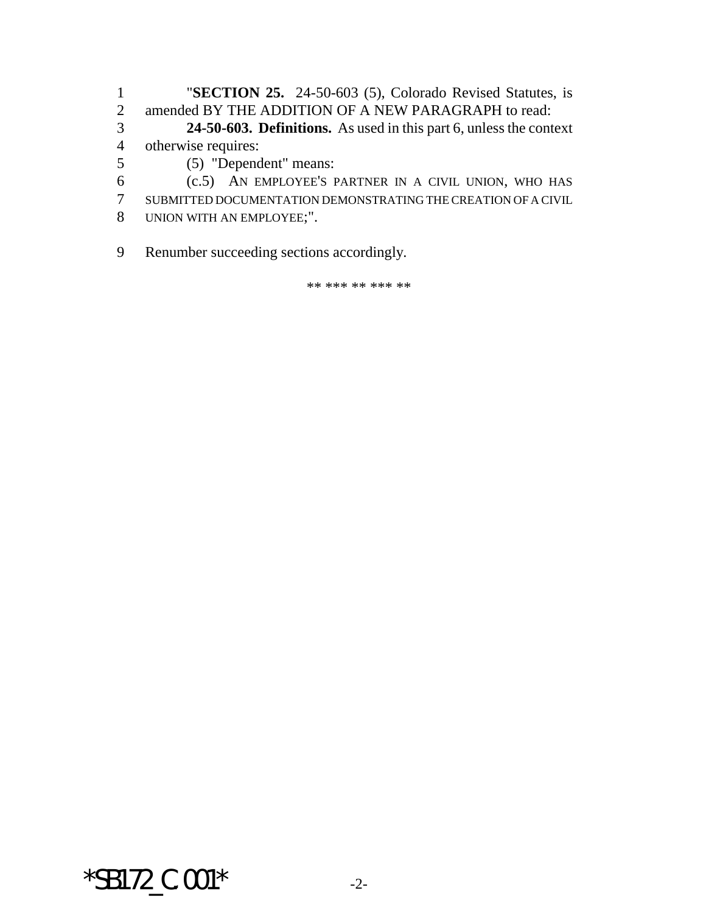"**SECTION 25.** 24-50-603 (5), Colorado Revised Statutes, is amended BY THE ADDITION OF A NEW PARAGRAPH to read:

**24-50-603. Definitions.** As used in this part 6, unless the context otherwise requires:

(5) "Dependent" means:

(c.5) AN EMPLOYEE'S PARTNER IN A CIVIL UNION, WHO HAS SUBMITTED DOCUMENTATION DEMONSTRATING THE CREATION OF A CIVIL UNION WITH AN EMPLOYEE;".

Renumber succeeding sections accordingly.

** *** ** *** **

*SB172_C.001*